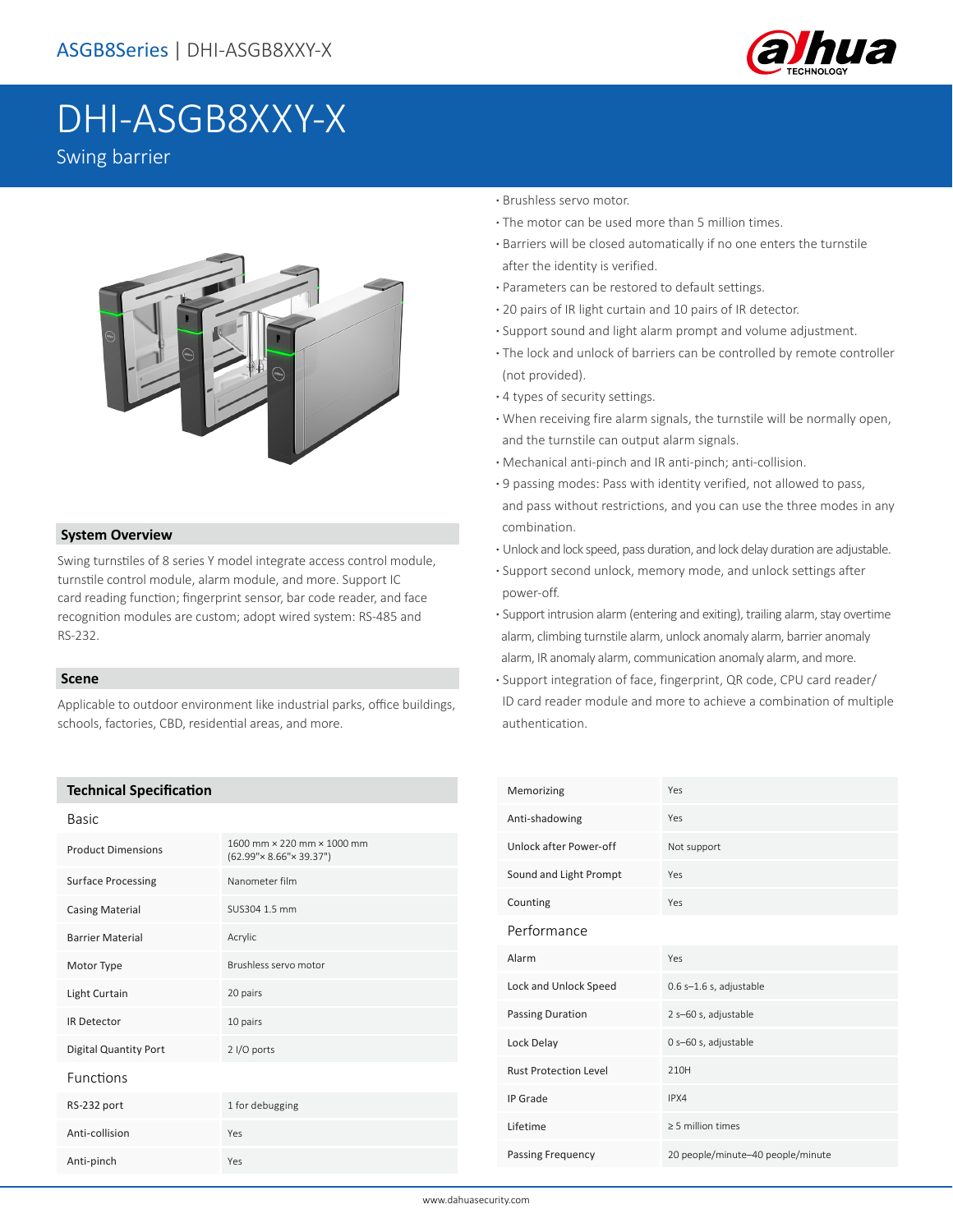# DHI-ASGB8XXY-X

Swing barrier

## System Overview

Swing turnstiles of 8 series Y model integrate access control module, turnstile control module, alarm module, and more. Support IC card reading function; fingerprint sensor, bar code reader, and face recognition modules are custom; adopt wired system: RS-485 and RS-232.

## Scene

Applicable to outdoor environment like industrial parks, office buildings, schools, factories, CBD, residential areas, and more.

- Brushless servo motor.
- The motor can be used more than 5 million times.
- Barriers will be closed automatically if no one enters the turnstile after the identity is verified.
- Parameters can be restored to default settings.
- 20 pairs of IR light curtain and 10 pairs of IR detector.
- Support sound and light alarm prompt and volume adjustment.
- The lock and unlock of barriers can be controlled by remote controller (not provided).
- 4 types of security settings.
- When receiving fire alarm signals, the turnstile will be normally open, and the turnstile can output alarm signals.
- Mechanical anti-pinch and IR anti-pinch; anti-collision.
- 9 passing modes: Pass with identity verified, not allowed to pass, and pass without restrictions, and you can use the three modes in any combination.
- Unlock and lock speed, pass duration, and lock delay duration are adjustable.
- Support second unlock, memory mode, and unlock settings after power-off.
- Support intrusion alarm (entering and exiting), trailing alarm, stay overtime alarm, climbing turnstile alarm, unlock anomaly alarm, barrier anomaly alarm, IR anomaly alarm, communication anomaly alarm, and more.
- Support integration of face, fingerprint, QR code, CPU card reader/ ID card reader module and more to achieve a combination of multiple authentication.

## Technical Specification

### Basic

| | |
|---|---|
| Product Dimensions | 1600 mm × 220 mm × 1000 mm (62.99"× 8.66"× 39.37") |
| Surface Processing | Nanometer film |
| Casing Material | SUS304 1.5 mm |
| Barrier Material | Acrylic |
| Motor Type | Brushless servo motor |
| Light Curtain | 20 pairs |
| IR Detector | 10 pairs |
| Digital Quantity Port | 2 I/O ports |

### Functions

| | |
|---|---|
| RS-232 port | 1 for debugging |
| Anti-collision | Yes |
| Anti-pinch | Yes |
| Memorizing | Yes |
| Anti-shadowing | Yes |
| Unlock after Power-off | Not support |
| Sound and Light Prompt | Yes |
| Counting | Yes |

### Performance

| | |
|---|---|
| Alarm | Yes |
| Lock and Unlock Speed | 0.6 s–1.6 s, adjustable |
| Passing Duration | 2 s–60 s, adjustable |
| Lock Delay | 0 s–60 s, adjustable |
| Rust Protection Level | 210H |
| IP Grade | IPX4 |
| Lifetime | ≥ 5 million times |
| Passing Frequency | 20 people/minute–40 people/minute |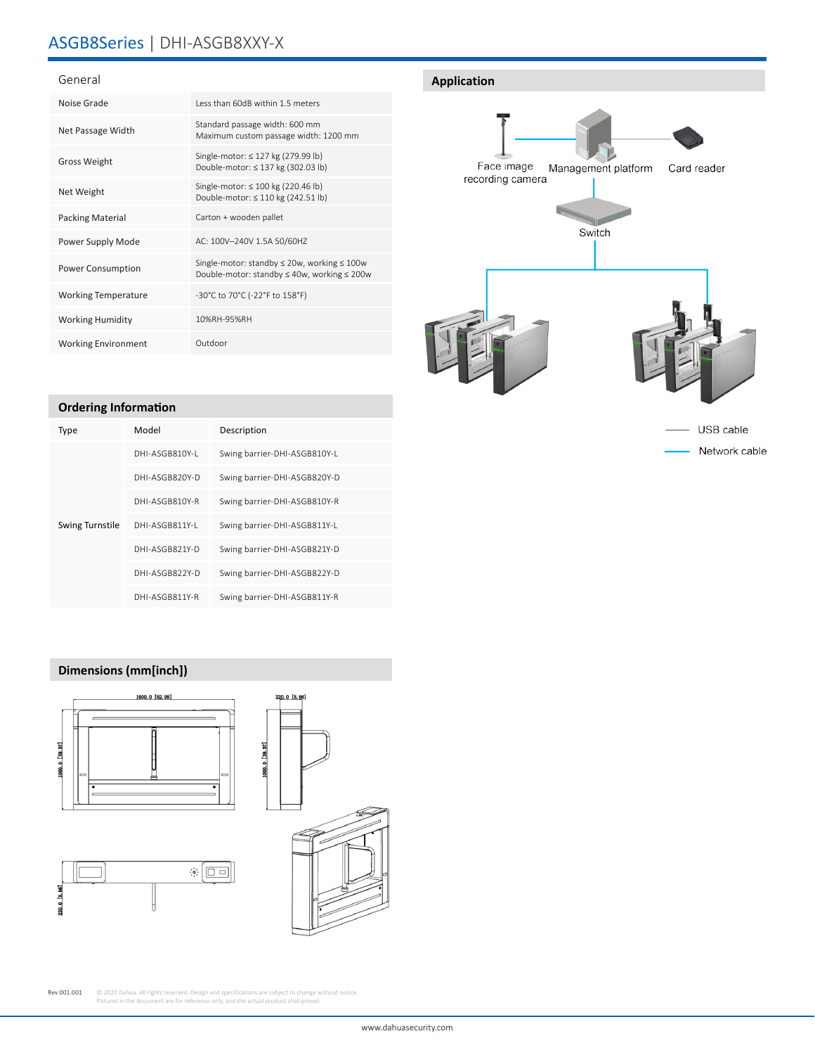## General

| | |
|---|---|
| Noise Grade | Less than 60dB within 1.5 meters |
| Net Passage Width | Standard passage width: 600 mm<br>Maximum custom passage width: 1200 mm |
| Gross Weight | Single-motor: ≤ 127 kg (279.99 lb)<br>Double-motor: ≤ 137 kg (302.03 lb) |
| Net Weight | Single-motor: ≤ 100 kg (220.46 lb)<br>Double-motor: ≤ 110 kg (242.51 lb) |
| Packing Material | Carton + wooden pallet |
| Power Supply Mode | AC: 100V–240V 1.5A 50/60HZ |
| Power Consumption | Single-motor: standby ≤ 20w, working ≤ 100w<br>Double-motor: standby ≤ 40w, working ≤ 200w |
| Working Temperature | -30°C to 70°C (-22°F to 158°F) |
| Working Humidity | 10%RH-95%RH |
| Working Environment | Outdoor |

## Ordering Information

| Type | Model | Description |
|---|---|---|
| Swing Turnstile | DHI-ASGB810Y-L | Swing barrier-DHI-ASGB810Y-L |
| | DHI-ASGB820Y-D | Swing barrier-DHI-ASGB820Y-D |
| | DHI-ASGB810Y-R | Swing barrier-DHI-ASGB810Y-R |
| | DHI-ASGB811Y-L | Swing barrier-DHI-ASGB811Y-L |
| | DHI-ASGB821Y-D | Swing barrier-DHI-ASGB821Y-D |
| | DHI-ASGB822Y-D | Swing barrier-DHI-ASGB822Y-D |
| | DHI-ASGB811Y-R | Swing barrier-DHI-ASGB811Y-R |

## Dimensions (mm[inch])

1600.0 [62.99]

1000.0 [39.37]

220.0 [8.66]

1000.0 [39.37]

220.0 [8.66]

## Application

Face image recording camera

Management platform

Card reader

Switch

USB cable

Network cable

Rev 001.001 © 2020 Dahua. All rights reserved. Design and specifications are subject to change without notice. Pictures in the document are for reference only, and the actual product shall prevail.

www.dahuasecurity.com